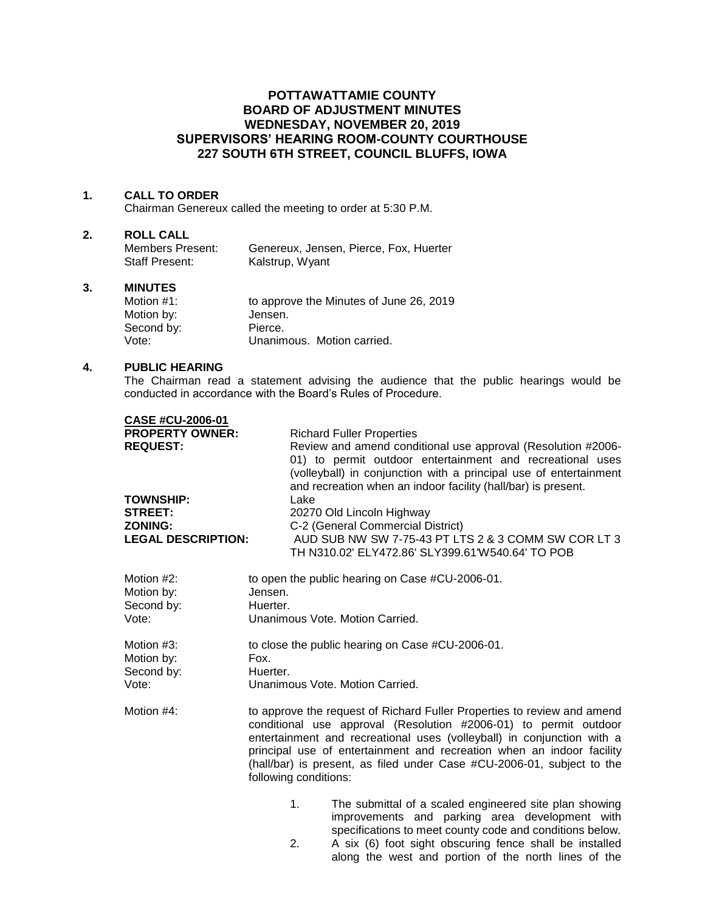# POTTAWATTAMIE COUNTY
# BOARD OF ADJUSTMENT MINUTES
# WEDNESDAY, NOVEMBER 20, 2019
# SUPERVISORS' HEARING ROOM-COUNTY COURTHOUSE
# 227 SOUTH 6TH STREET, COUNCIL BLUFFS, IOWA

**1. CALL TO ORDER**

Chairman Genereux called the meeting to order at 5:30 P.M.

**2. ROLL CALL**

| | |
|---|---|
| Members Present: | Genereux, Jensen, Pierce, Fox, Huerter |
| Staff Present: | Kalstrup, Wyant |

**3. MINUTES**

| | |
|---|---|
| Motion #1: | to approve the Minutes of June 26, 2019 |
| Motion by: | Jensen. |
| Second by: | Pierce. |
| Vote: | Unanimous. Motion carried. |

**4. PUBLIC HEARING**

The Chairman read a statement advising the audience that the public hearings would be conducted in accordance with the Board's Rules of Procedure.

| | |
|---|---|
| **CASE #CU-2006-01** | |
| **PROPERTY OWNER:** | Richard Fuller Properties |
| **REQUEST:** | Review and amend conditional use approval (Resolution #2006-01) to permit outdoor entertainment and recreational uses (volleyball) in conjunction with a principal use of entertainment and recreation when an indoor facility (hall/bar) is present. |
| **TOWNSHIP:** | Lake |
| **STREET:** | 20270 Old Lincoln Highway |
| **ZONING:** | C-2 (General Commercial District) |
| **LEGAL DESCRIPTION:** | AUD SUB NW SW 7-75-43 PT LTS 2 & 3 COMM SW COR LT 3 TH N310.02' ELY472.86' SLY399.61'W540.64' TO POB |

| | |
|---|---|
| Motion #2: | to open the public hearing on Case #CU-2006-01. |
| Motion by: | Jensen. |
| Second by: | Huerter. |
| Vote: | Unanimous Vote. Motion Carried. |

| | |
|---|---|
| Motion #3: | to close the public hearing on Case #CU-2006-01. |
| Motion by: | Fox. |
| Second by: | Huerter. |
| Vote: | Unanimous Vote. Motion Carried. |

Motion #4: to approve the request of Richard Fuller Properties to review and amend conditional use approval (Resolution #2006-01) to permit outdoor entertainment and recreational uses (volleyball) in conjunction with a principal use of entertainment and recreation when an indoor facility (hall/bar) is present, as filed under Case #CU-2006-01, subject to the following conditions:

1. The submittal of a scaled engineered site plan showing improvements and parking area development with specifications to meet county code and conditions below.
2. A six (6) foot sight obscuring fence shall be installed along the west and portion of the north lines of the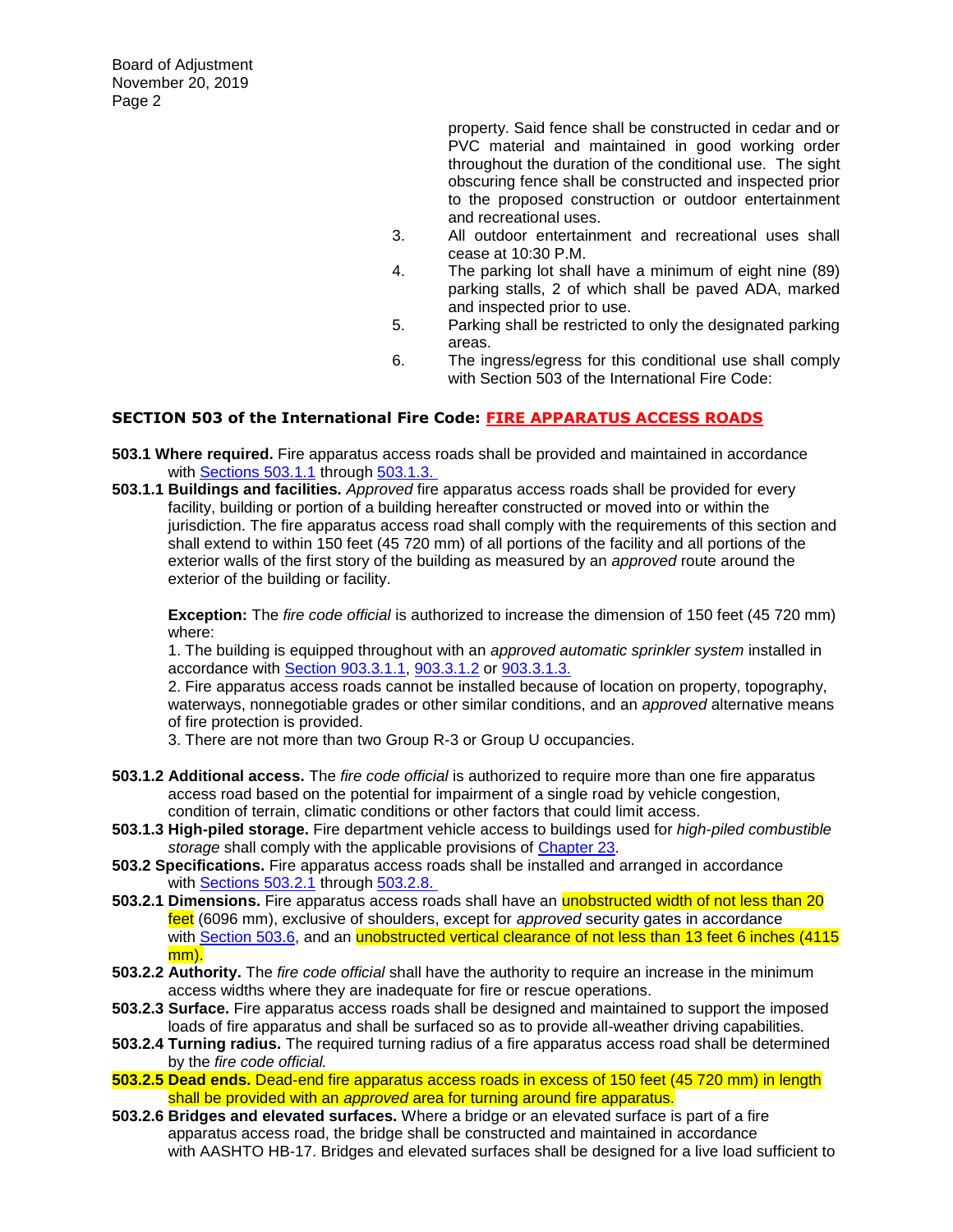property. Said fence shall be constructed in cedar and or PVC material and maintained in good working order throughout the duration of the conditional use. The sight obscuring fence shall be constructed and inspected prior to the proposed construction or outdoor entertainment and recreational uses.

3. All outdoor entertainment and recreational uses shall cease at 10:30 P.M.
4. The parking lot shall have a minimum of eight nine (89) parking stalls, 2 of which shall be paved ADA, marked and inspected prior to use.
5. Parking shall be restricted to only the designated parking areas.
6. The ingress/egress for this conditional use shall comply with Section 503 of the International Fire Code:

## SECTION 503 of the International Fire Code: FIRE APPARATUS ACCESS ROADS

**503.1 Where required.** Fire apparatus access roads shall be provided and maintained in accordance with Sections 503.1.1 through 503.1.3.

**503.1.1 Buildings and facilities.** *Approved* fire apparatus access roads shall be provided for every facility, building or portion of a building hereafter constructed or moved into or within the jurisdiction. The fire apparatus access road shall comply with the requirements of this section and shall extend to within 150 feet (45 720 mm) of all portions of the facility and all portions of the exterior walls of the first story of the building as measured by an *approved* route around the exterior of the building or facility.

**Exception:** The *fire code official* is authorized to increase the dimension of 150 feet (45 720 mm) where:

1. The building is equipped throughout with an *approved automatic sprinkler system* installed in accordance with Section 903.3.1.1, 903.3.1.2 or 903.3.1.3.
2. Fire apparatus access roads cannot be installed because of location on property, topography, waterways, nonnegotiable grades or other similar conditions, and an *approved* alternative means of fire protection is provided.
3. There are not more than two Group R-3 or Group U occupancies.

**503.1.2 Additional access.** The *fire code official* is authorized to require more than one fire apparatus access road based on the potential for impairment of a single road by vehicle congestion, condition of terrain, climatic conditions or other factors that could limit access.

**503.1.3 High-piled storage.** Fire department vehicle access to buildings used for *high-piled combustible storage* shall comply with the applicable provisions of Chapter 23.

**503.2 Specifications.** Fire apparatus access roads shall be installed and arranged in accordance with Sections 503.2.1 through 503.2.8.

**503.2.1 Dimensions.** Fire apparatus access roads shall have an unobstructed width of not less than 20 feet (6096 mm), exclusive of shoulders, except for *approved* security gates in accordance with Section 503.6, and an unobstructed vertical clearance of not less than 13 feet 6 inches (4115 mm).

**503.2.2 Authority.** The *fire code official* shall have the authority to require an increase in the minimum access widths where they are inadequate for fire or rescue operations.

**503.2.3 Surface.** Fire apparatus access roads shall be designed and maintained to support the imposed loads of fire apparatus and shall be surfaced so as to provide all-weather driving capabilities.

**503.2.4 Turning radius.** The required turning radius of a fire apparatus access road shall be determined by the *fire code official.*

**503.2.5 Dead ends.** Dead-end fire apparatus access roads in excess of 150 feet (45 720 mm) in length shall be provided with an *approved* area for turning around fire apparatus.

**503.2.6 Bridges and elevated surfaces.** Where a bridge or an elevated surface is part of a fire apparatus access road, the bridge shall be constructed and maintained in accordance with AASHTO HB-17. Bridges and elevated surfaces shall be designed for a live load sufficient to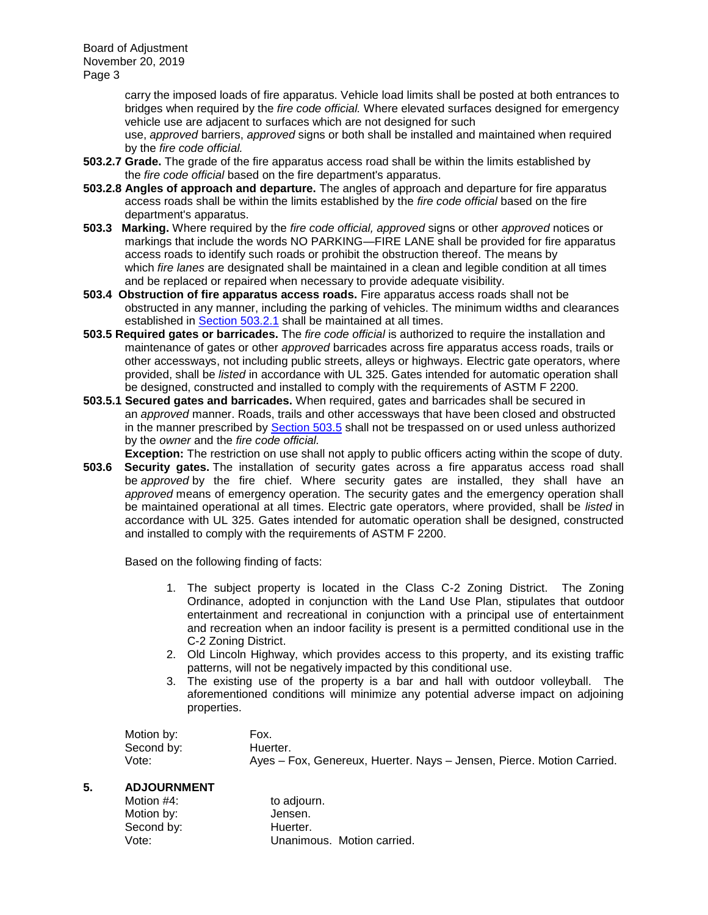carry the imposed loads of fire apparatus. Vehicle load limits shall be posted at both entrances to bridges when required by the *fire code official.* Where elevated surfaces designed for emergency vehicle use are adjacent to surfaces which are not designed for such use, *approved* barriers, *approved* signs or both shall be installed and maintained when required by the *fire code official.*

**503.2.7 Grade.** The grade of the fire apparatus access road shall be within the limits established by the *fire code official* based on the fire department's apparatus.

**503.2.8 Angles of approach and departure.** The angles of approach and departure for fire apparatus access roads shall be within the limits established by the *fire code official* based on the fire department's apparatus.

**503.3 Marking.** Where required by the *fire code official, approved* signs or other *approved* notices or markings that include the words NO PARKING—FIRE LANE shall be provided for fire apparatus access roads to identify such roads or prohibit the obstruction thereof. The means by which *fire lanes* are designated shall be maintained in a clean and legible condition at all times and be replaced or repaired when necessary to provide adequate visibility.

**503.4 Obstruction of fire apparatus access roads.** Fire apparatus access roads shall not be obstructed in any manner, including the parking of vehicles. The minimum widths and clearances established in Section 503.2.1 shall be maintained at all times.

**503.5 Required gates or barricades.** The *fire code official* is authorized to require the installation and maintenance of gates or other *approved* barricades across fire apparatus access roads, trails or other accessways, not including public streets, alleys or highways. Electric gate operators, where provided, shall be *listed* in accordance with UL 325. Gates intended for automatic operation shall be designed, constructed and installed to comply with the requirements of ASTM F 2200.

**503.5.1 Secured gates and barricades.** When required, gates and barricades shall be secured in an *approved* manner. Roads, trails and other accessways that have been closed and obstructed in the manner prescribed by Section 503.5 shall not be trespassed on or used unless authorized by the *owner* and the *fire code official.*

**Exception:** The restriction on use shall not apply to public officers acting within the scope of duty.

**503.6 Security gates.** The installation of security gates across a fire apparatus access road shall be *approved* by the fire chief. Where security gates are installed, they shall have an *approved* means of emergency operation. The security gates and the emergency operation shall be maintained operational at all times. Electric gate operators, where provided, shall be *listed* in accordance with UL 325. Gates intended for automatic operation shall be designed, constructed and installed to comply with the requirements of ASTM F 2200.

Based on the following finding of facts:

1. The subject property is located in the Class C-2 Zoning District. The Zoning Ordinance, adopted in conjunction with the Land Use Plan, stipulates that outdoor entertainment and recreational in conjunction with a principal use of entertainment and recreation when an indoor facility is present is a permitted conditional use in the C-2 Zoning District.
2. Old Lincoln Highway, which provides access to this property, and its existing traffic patterns, will not be negatively impacted by this conditional use.
3. The existing use of the property is a bar and hall with outdoor volleyball. The aforementioned conditions will minimize any potential adverse impact on adjoining properties.

Motion by: Fox.
Second by: Huerter.
Vote: Ayes – Fox, Genereux, Huerter. Nays – Jensen, Pierce. Motion Carried.

## 5. ADJOURNMENT

Motion #4: to adjourn.
Motion by: Jensen.
Second by: Huerter.
Vote: Unanimous. Motion carried.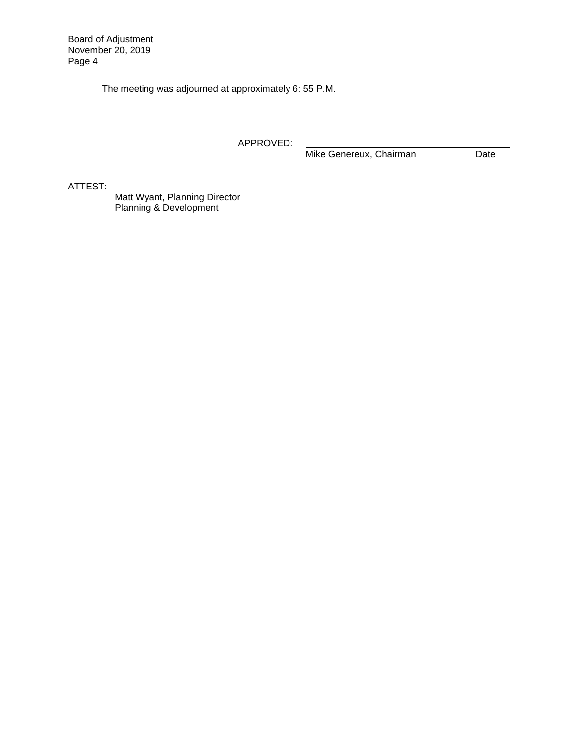The meeting was adjourned at approximately 6: 55 P.M.

APPROVED: \_\_\_\_\_\_\_\_\_\_\_\_\_\_\_\_\_\_\_\_\_\_\_\_\_\_\_\_\_\_\_\_\_\_\_\_

Mike Genereux, Chairman          Date

ATTEST: \_\_\_\_\_\_\_\_\_\_\_\_\_\_\_\_\_\_\_\_\_\_\_\_\_\_\_\_\_\_\_\_\_\_\_\_

Matt Wyant, Planning Director
Planning & Development